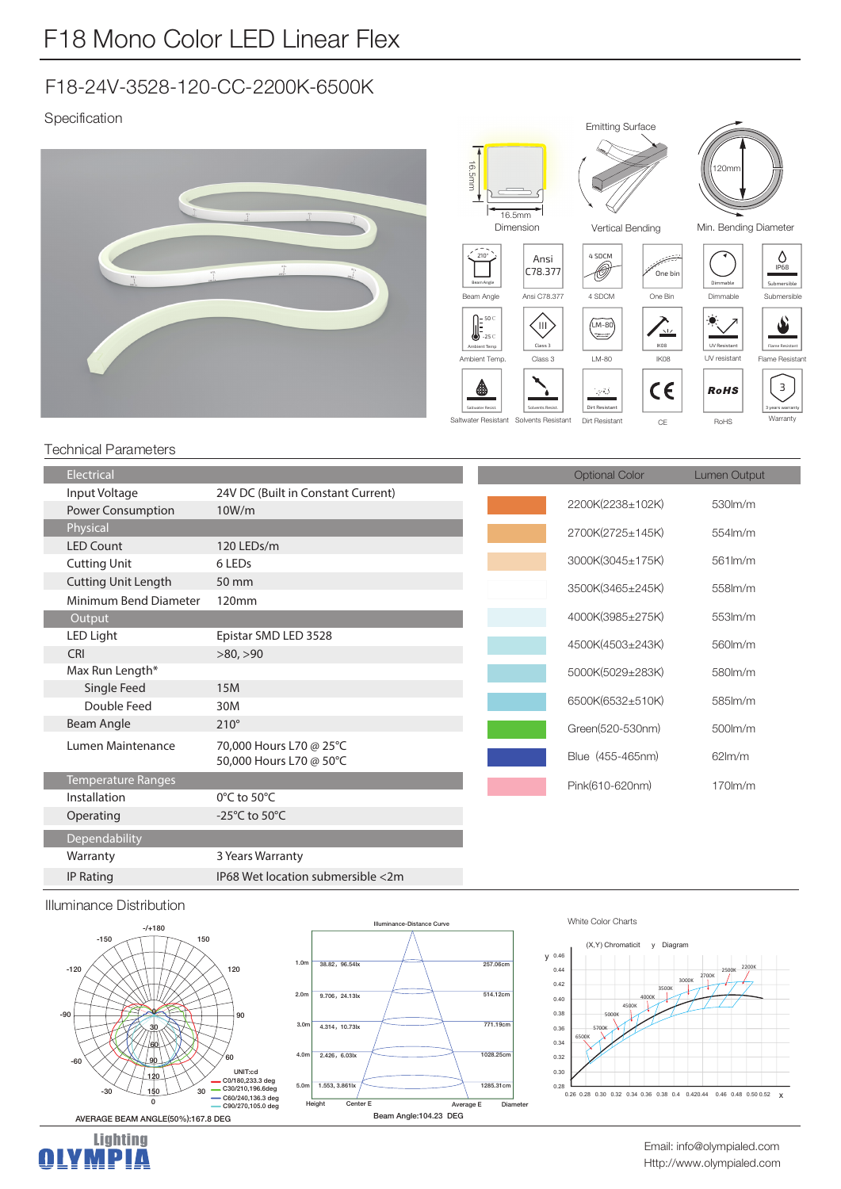# F18 Mono Color LED Linear Flex

## F18-24V-3528-120-CC-2200K-6500K

Specification

Dimension: 16.5mm × 16.5mm

Vertical Bending — Emitting Surface

Min. Bending Diameter: 120mm

Beam Angle 210° | Ansi C78.377 | 4 SDCM | One Bin | Dimmable | Submersible (IP68)

Ambient Temp. (50°C / -25°C) | Class 3 | LM-80 | IK08 | UV resistant | Flame Resistant

Saltwater Resistant | Solvents Resistant | Dirt Resistant | CE | RoHS | Warranty (3 years)

## Technical Parameters

| Electrical | |
|---|---|
| Input Voltage | 24V DC (Built in Constant Current) |
| Power Consumption | 10W/m |
| **Physical** | |
| LED Count | 120 LEDs/m |
| Cutting Unit | 6 LEDs |
| Cutting Unit Length | 50 mm |
| Minimum Bend Diameter | 120mm |
| **Output** | |
| LED Light | Epistar SMD LED 3528 |
| CRI | >80, >90 |
| Max Run Length* | |
| Single Feed | 15M |
| Double Feed | 30M |
| Beam Angle | 210° |
| Lumen Maintenance | 70,000 Hours L70 @ 25°C<br>50,000 Hours L70 @ 50°C |
| **Temperature Ranges** | |
| Installation | 0°C to 50°C |
| Operating | -25°C to 50°C |
| **Dependability** | |
| Warranty | 3 Years Warranty |
| IP Rating | IP68 Wet location submersible <2m |

| Optional Color | Lumen Output |
|---|---|
| 2200K(2238±102K) | 530lm/m |
| 2700K(2725±145K) | 554lm/m |
| 3000K(3045±175K) | 561lm/m |
| 3500K(3465±245K) | 558lm/m |
| 4000K(3985±275K) | 553lm/m |
| 4500K(4503±243K) | 560lm/m |
| 5000K(5029±283K) | 580lm/m |
| 6500K(6532±510K) | 585lm/m |
| Green(520-530nm) | 500lm/m |
| Blue (455-465nm) | 62lm/m |
| Pink(610-620nm) | 170lm/m |

## Illuminance Distribution

UNIT:cd
- C0/180,233.3 deg
- C30/210,196.6deg
- C60/240,136.3 deg
- C90/270,105.0 deg

AVERAGE BEAM ANGLE(50%):167.8 DEG

Illuminance-Distance Curve

| Height | Center E, Average E | Diameter |
|---|---|---|
| 1.0m | 38.82, 96.54lx | 257.06cm |
| 2.0m | 9.706, 24.13lx | 514.12cm |
| 3.0m | 4.314, 10.73lx | 771.19cm |
| 4.0m | 2.426, 6.03lx | 1028.25cm |
| 5.0m | 1.553, 3.861lx | 1285.31cm |

Beam Angle:104.23 DEG

White Color Charts

(X,Y) Chromaticity Diagram (2200K, 2500K, 2700K, 3000K, 3500K, 4000K, 4500K, 5000K, 5700K, 6500K)

Lighting OLYMPIA

Email: info@olympialed.com
Http://www.olympialed.com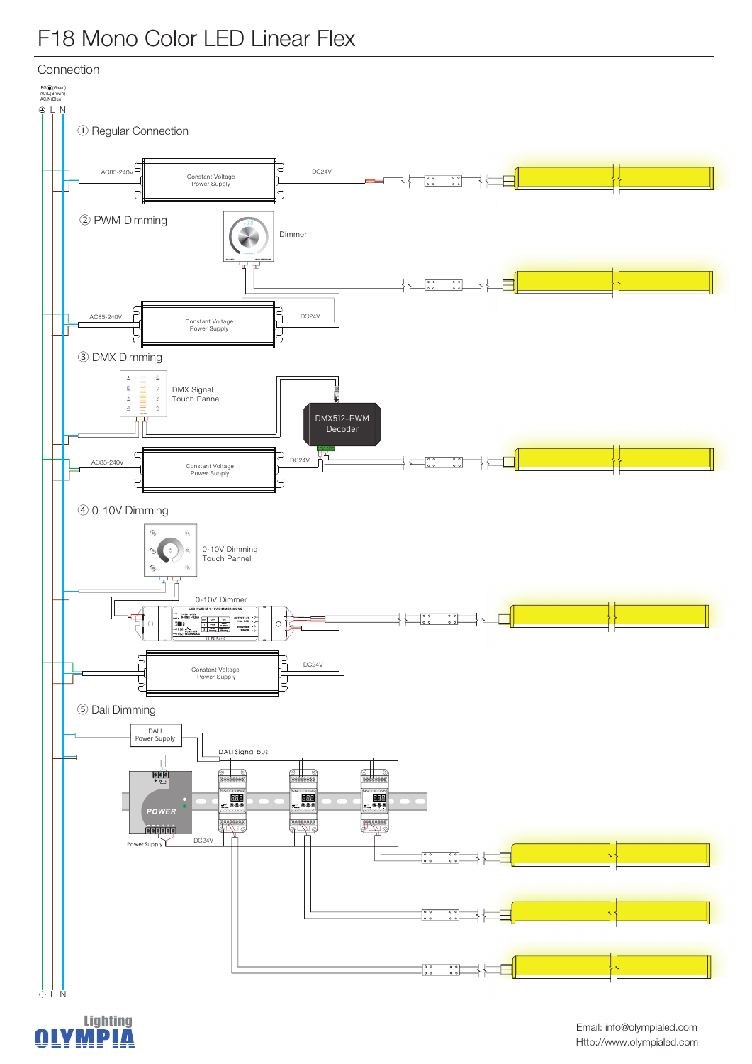# F18 Mono Color LED Linear Flex

## Connection

FG⏚(Green)
AC/L(Brown)
AC/N(Blue)

⏚ L N

① Regular Connection

AC85-240V

Constant Voltage
Power Supply

DC24V

② PWM Dimming

Dimmer

AC85-240V

Constant Voltage
Power Supply

DC24V

③ DMX Dimming

DMX Signal
Touch Pannel

DMX512-PWM
Decoder

AC85-240V

Constant Voltage
Power Supply

DC24V

④ 0-10V Dimming

0-10V Dimming
Touch Pannel

0-10V Dimmer

Constant Voltage
Power Supply

DC24V

⑤ Dali Dimming

DALI
Power Supply

DALI Signal bus

POWER

Power Supply

DC24V

⏚ L N

Email: info@olympialed.com
Http://www.olympialed.com